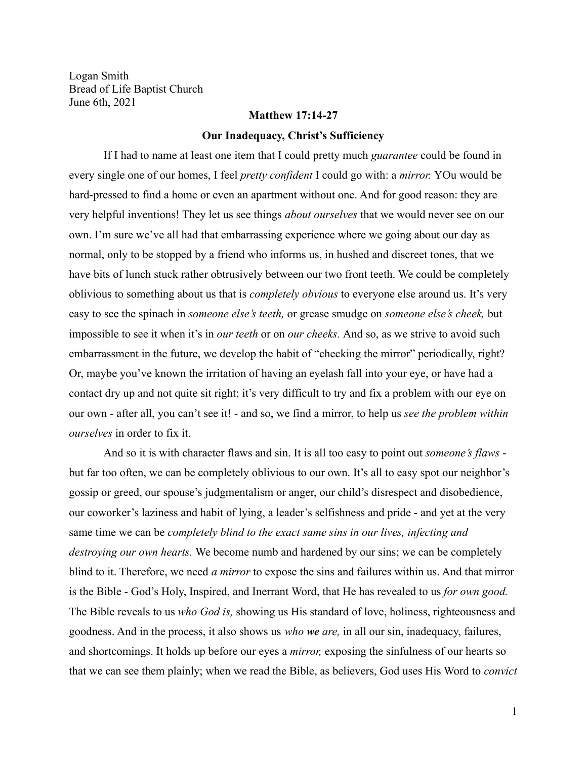Logan Smith
Bread of Life Baptist Church
June 6th, 2021

**Matthew 17:14-27**

**Our Inadequacy, Christ's Sufficiency**

If I had to name at least one item that I could pretty much *guarantee* could be found in every single one of our homes, I feel *pretty confident* I could go with: a *mirror.* YOu would be hard-pressed to find a home or even an apartment without one. And for good reason: they are very helpful inventions! They let us see things *about ourselves* that we would never see on our own. I'm sure we've all had that embarrassing experience where we going about our day as normal, only to be stopped by a friend who informs us, in hushed and discreet tones, that we have bits of lunch stuck rather obtrusively between our two front teeth. We could be completely oblivious to something about us that is *completely obvious* to everyone else around us. It's very easy to see the spinach in *someone else's teeth,* or grease smudge on *someone else's cheek,* but impossible to see it when it's in *our teeth* or on *our cheeks.* And so, as we strive to avoid such embarrassment in the future, we develop the habit of "checking the mirror" periodically, right? Or, maybe you've known the irritation of having an eyelash fall into your eye, or have had a contact dry up and not quite sit right; it's very difficult to try and fix a problem with our eye on our own - after all, you can't see it! - and so, we find a mirror, to help us *see the problem within ourselves* in order to fix it.

And so it is with character flaws and sin. It is all too easy to point out *someone's flaws* - but far too often, we can be completely oblivious to our own. It's all to easy spot our neighbor's gossip or greed, our spouse's judgmentalism or anger, our child's disrespect and disobedience, our coworker's laziness and habit of lying, a leader's selfishness and pride - and yet at the very same time we can be *completely blind to the exact same sins in our lives, infecting and destroying our own hearts.* We become numb and hardened by our sins; we can be completely blind to it. Therefore, we need *a mirror* to expose the sins and failures within us. And that mirror is the Bible - God's Holy, Inspired, and Inerrant Word, that He has revealed to us *for own good.* The Bible reveals to us *who God is,* showing us His standard of love, holiness, righteousness and goodness. And in the process, it also shows us *who **we** are,* in all our sin, inadequacy, failures, and shortcomings. It holds up before our eyes a *mirror,* exposing the sinfulness of our hearts so that we can see them plainly; when we read the Bible, as believers, God uses His Word to *convict*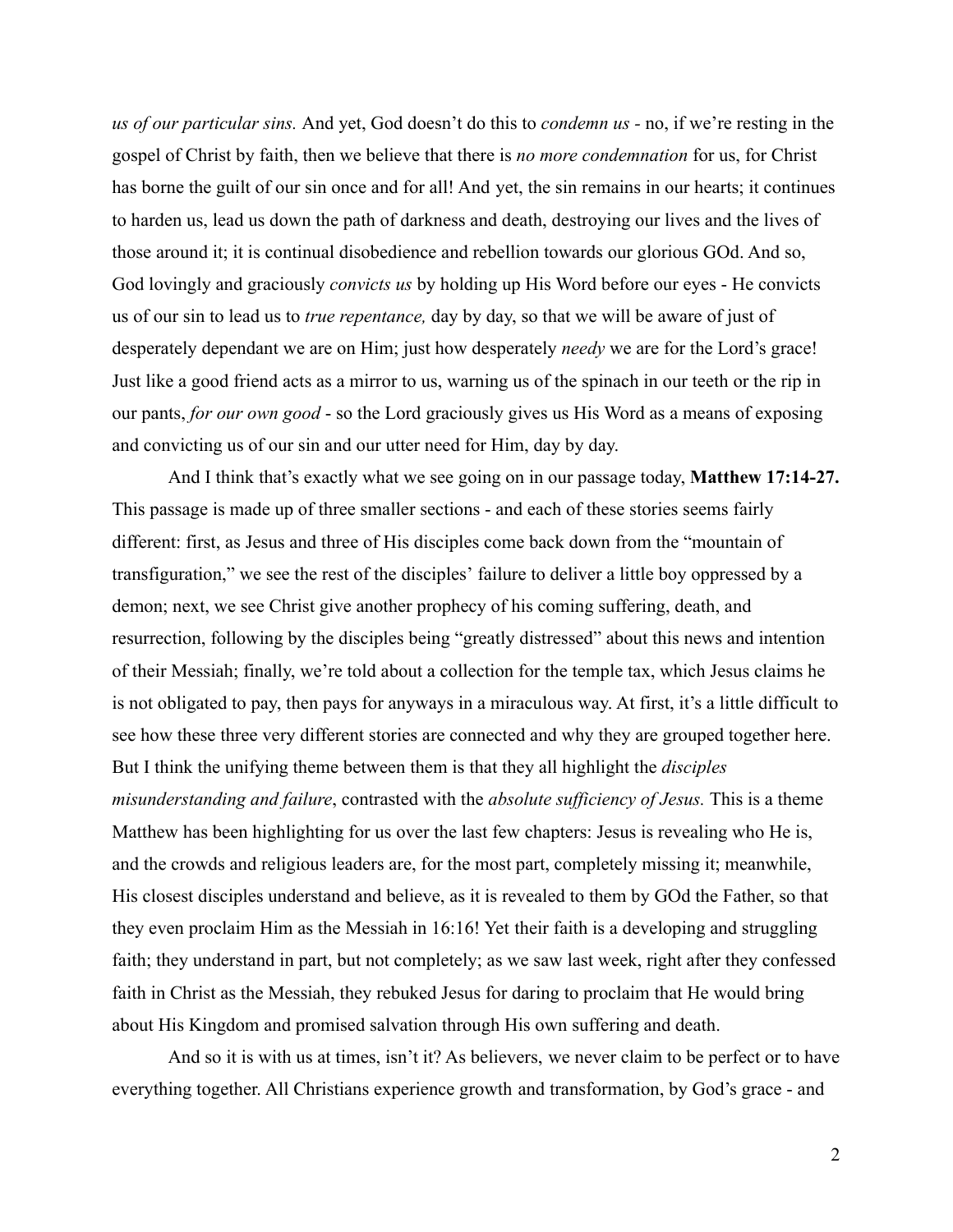*us of our particular sins.* And yet, God doesn't do this to *condemn us -* no, if we're resting in the gospel of Christ by faith, then we believe that there is *no more condemnation* for us, for Christ has borne the guilt of our sin once and for all! And yet, the sin remains in our hearts; it continues to harden us, lead us down the path of darkness and death, destroying our lives and the lives of those around it; it is continual disobedience and rebellion towards our glorious GOd. And so, God lovingly and graciously *convicts us* by holding up His Word before our eyes - He convicts us of our sin to lead us to *true repentance,* day by day, so that we will be aware of just of desperately dependant we are on Him; just how desperately *needy* we are for the Lord's grace! Just like a good friend acts as a mirror to us, warning us of the spinach in our teeth or the rip in our pants, *for our own good* - so the Lord graciously gives us His Word as a means of exposing and convicting us of our sin and our utter need for Him, day by day.

And I think that's exactly what we see going on in our passage today, **Matthew 17:14-27.** This passage is made up of three smaller sections - and each of these stories seems fairly different: first, as Jesus and three of His disciples come back down from the "mountain of transfiguration," we see the rest of the disciples' failure to deliver a little boy oppressed by a demon; next, we see Christ give another prophecy of his coming suffering, death, and resurrection, following by the disciples being "greatly distressed" about this news and intention of their Messiah; finally, we're told about a collection for the temple tax, which Jesus claims he is not obligated to pay, then pays for anyways in a miraculous way. At first, it's a little difficult to see how these three very different stories are connected and why they are grouped together here. But I think the unifying theme between them is that they all highlight the *disciples misunderstanding and failure*, contrasted with the *absolute sufficiency of Jesus.* This is a theme Matthew has been highlighting for us over the last few chapters: Jesus is revealing who He is, and the crowds and religious leaders are, for the most part, completely missing it; meanwhile, His closest disciples understand and believe, as it is revealed to them by GOd the Father, so that they even proclaim Him as the Messiah in 16:16! Yet their faith is a developing and struggling faith; they understand in part, but not completely; as we saw last week, right after they confessed faith in Christ as the Messiah, they rebuked Jesus for daring to proclaim that He would bring about His Kingdom and promised salvation through His own suffering and death.

And so it is with us at times, isn't it? As believers, we never claim to be perfect or to have everything together. All Christians experience growth and transformation, by God's grace - and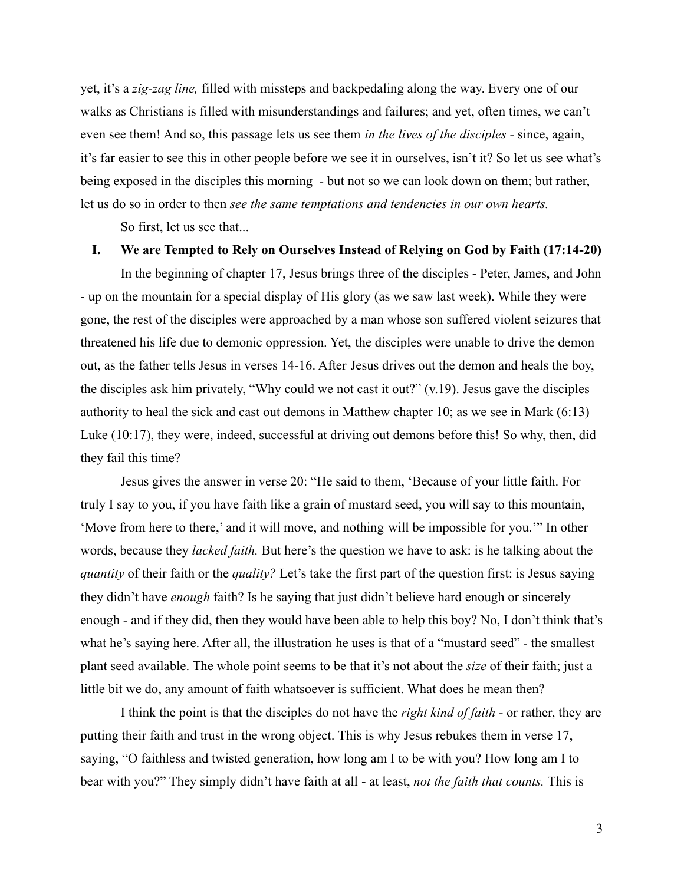yet, it's a *zig-zag line,* filled with missteps and backpedaling along the way. Every one of our walks as Christians is filled with misunderstandings and failures; and yet, often times, we can't even see them! And so, this passage lets us see them *in the lives of the disciples* - since, again, it's far easier to see this in other people before we see it in ourselves, isn't it? So let us see what's being exposed in the disciples this morning - but not so we can look down on them; but rather, let us do so in order to then *see the same temptations and tendencies in our own hearts.*

So first, let us see that...

## I. We are Tempted to Rely on Ourselves Instead of Relying on God by Faith (17:14-20)

In the beginning of chapter 17, Jesus brings three of the disciples - Peter, James, and John - up on the mountain for a special display of His glory (as we saw last week). While they were gone, the rest of the disciples were approached by a man whose son suffered violent seizures that threatened his life due to demonic oppression. Yet, the disciples were unable to drive the demon out, as the father tells Jesus in verses 14-16. After Jesus drives out the demon and heals the boy, the disciples ask him privately, "Why could we not cast it out?" (v.19). Jesus gave the disciples authority to heal the sick and cast out demons in Matthew chapter 10; as we see in Mark (6:13) Luke (10:17), they were, indeed, successful at driving out demons before this! So why, then, did they fail this time?

Jesus gives the answer in verse 20: "He said to them, 'Because of your little faith. For truly I say to you, if you have faith like a grain of mustard seed, you will say to this mountain, 'Move from here to there,' and it will move, and nothing will be impossible for you.'" In other words, because they *lacked faith.* But here's the question we have to ask: is he talking about the *quantity* of their faith or the *quality?* Let's take the first part of the question first: is Jesus saying they didn't have *enough* faith? Is he saying that just didn't believe hard enough or sincerely enough - and if they did, then they would have been able to help this boy? No, I don't think that's what he's saying here. After all, the illustration he uses is that of a "mustard seed" - the smallest plant seed available. The whole point seems to be that it's not about the *size* of their faith; just a little bit we do, any amount of faith whatsoever is sufficient. What does he mean then?

I think the point is that the disciples do not have the *right kind of faith* - or rather, they are putting their faith and trust in the wrong object. This is why Jesus rebukes them in verse 17, saying, "O faithless and twisted generation, how long am I to be with you? How long am I to bear with you?" They simply didn't have faith at all - at least, *not the faith that counts.* This is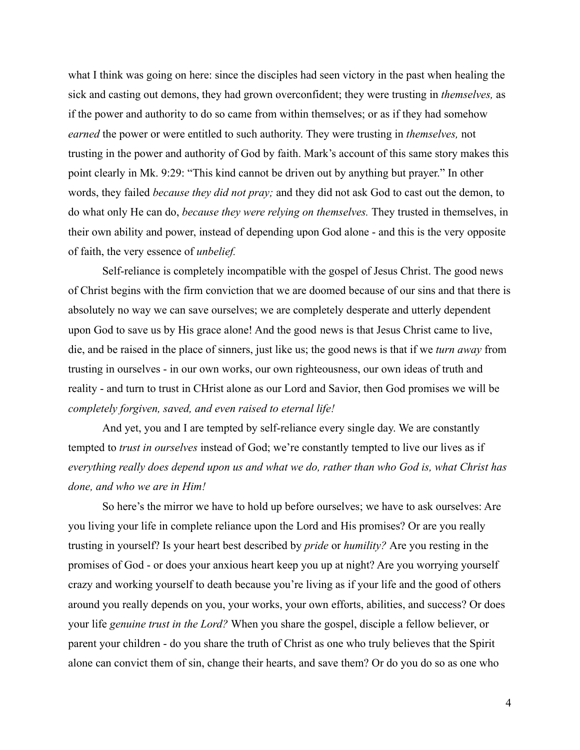what I think was going on here: since the disciples had seen victory in the past when healing the sick and casting out demons, they had grown overconfident; they were trusting in *themselves,* as if the power and authority to do so came from within themselves; or as if they had somehow *earned* the power or were entitled to such authority. They were trusting in *themselves,* not trusting in the power and authority of God by faith. Mark's account of this same story makes this point clearly in Mk. 9:29: "This kind cannot be driven out by anything but prayer." In other words, they failed *because they did not pray;* and they did not ask God to cast out the demon, to do what only He can do, *because they were relying on themselves.* They trusted in themselves, in their own ability and power, instead of depending upon God alone - and this is the very opposite of faith, the very essence of *unbelief.*

Self-reliance is completely incompatible with the gospel of Jesus Christ. The good news of Christ begins with the firm conviction that we are doomed because of our sins and that there is absolutely no way we can save ourselves; we are completely desperate and utterly dependent upon God to save us by His grace alone! And the good news is that Jesus Christ came to live, die, and be raised in the place of sinners, just like us; the good news is that if we *turn away* from trusting in ourselves - in our own works, our own righteousness, our own ideas of truth and reality - and turn to trust in CHrist alone as our Lord and Savior, then God promises we will be *completely forgiven, saved, and even raised to eternal life!*

And yet, you and I are tempted by self-reliance every single day. We are constantly tempted to *trust in ourselves* instead of God; we're constantly tempted to live our lives as if *everything really does depend upon us and what we do, rather than who God is, what Christ has done, and who we are in Him!*

So here's the mirror we have to hold up before ourselves; we have to ask ourselves: Are you living your life in complete reliance upon the Lord and His promises? Or are you really trusting in yourself? Is your heart best described by *pride* or *humility?* Are you resting in the promises of God - or does your anxious heart keep you up at night? Are you worrying yourself crazy and working yourself to death because you're living as if your life and the good of others around you really depends on you, your works, your own efforts, abilities, and success? Or does your life *genuine trust in the Lord?* When you share the gospel, disciple a fellow believer, or parent your children - do you share the truth of Christ as one who truly believes that the Spirit alone can convict them of sin, change their hearts, and save them? Or do you do so as one who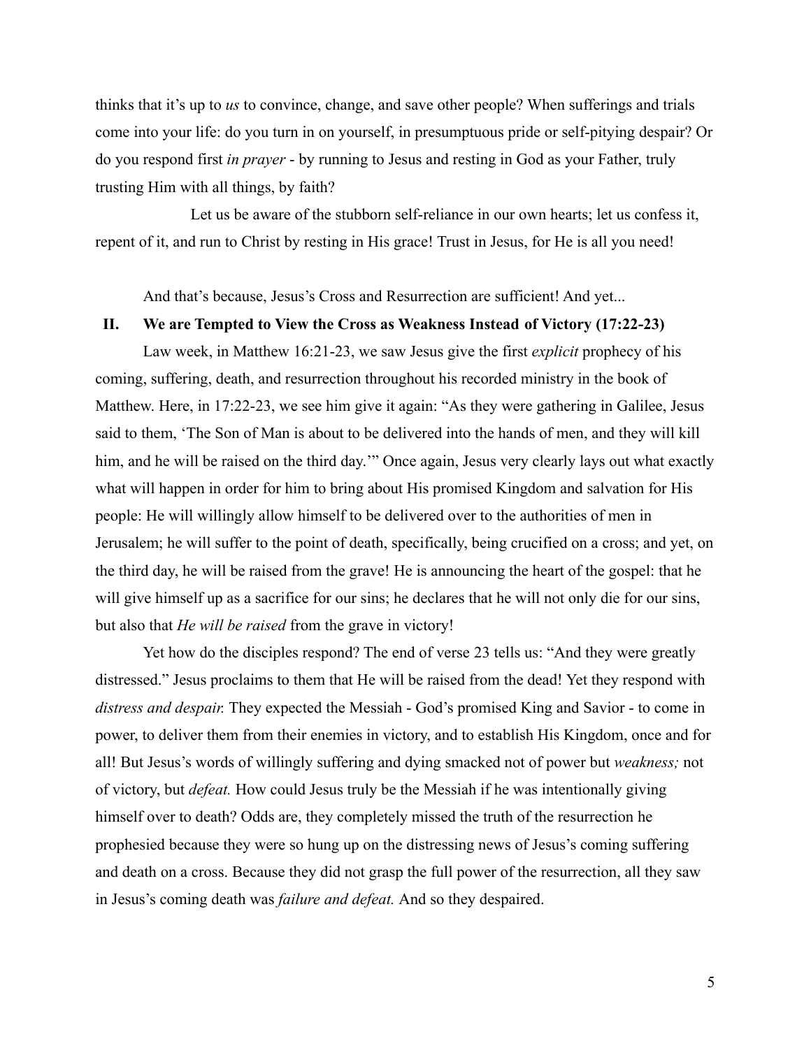thinks that it's up to *us* to convince, change, and save other people? When sufferings and trials come into your life: do you turn in on yourself, in presumptuous pride or self-pitying despair? Or do you respond first *in prayer* - by running to Jesus and resting in God as your Father, truly trusting Him with all things, by faith?

Let us be aware of the stubborn self-reliance in our own hearts; let us confess it, repent of it, and run to Christ by resting in His grace! Trust in Jesus, for He is all you need!

And that's because, Jesus's Cross and Resurrection are sufficient! And yet...

## II. We are Tempted to View the Cross as Weakness Instead of Victory (17:22-23)

Law week, in Matthew 16:21-23, we saw Jesus give the first *explicit* prophecy of his coming, suffering, death, and resurrection throughout his recorded ministry in the book of Matthew. Here, in 17:22-23, we see him give it again: "As they were gathering in Galilee, Jesus said to them, 'The Son of Man is about to be delivered into the hands of men, and they will kill him, and he will be raised on the third day.'" Once again, Jesus very clearly lays out what exactly what will happen in order for him to bring about His promised Kingdom and salvation for His people: He will willingly allow himself to be delivered over to the authorities of men in Jerusalem; he will suffer to the point of death, specifically, being crucified on a cross; and yet, on the third day, he will be raised from the grave! He is announcing the heart of the gospel: that he will give himself up as a sacrifice for our sins; he declares that he will not only die for our sins, but also that *He will be raised* from the grave in victory!

Yet how do the disciples respond? The end of verse 23 tells us: "And they were greatly distressed." Jesus proclaims to them that He will be raised from the dead! Yet they respond with *distress and despair.* They expected the Messiah - God's promised King and Savior - to come in power, to deliver them from their enemies in victory, and to establish His Kingdom, once and for all! But Jesus's words of willingly suffering and dying smacked not of power but *weakness;* not of victory, but *defeat.* How could Jesus truly be the Messiah if he was intentionally giving himself over to death? Odds are, they completely missed the truth of the resurrection he prophesied because they were so hung up on the distressing news of Jesus's coming suffering and death on a cross. Because they did not grasp the full power of the resurrection, all they saw in Jesus's coming death was *failure and defeat.* And so they despaired.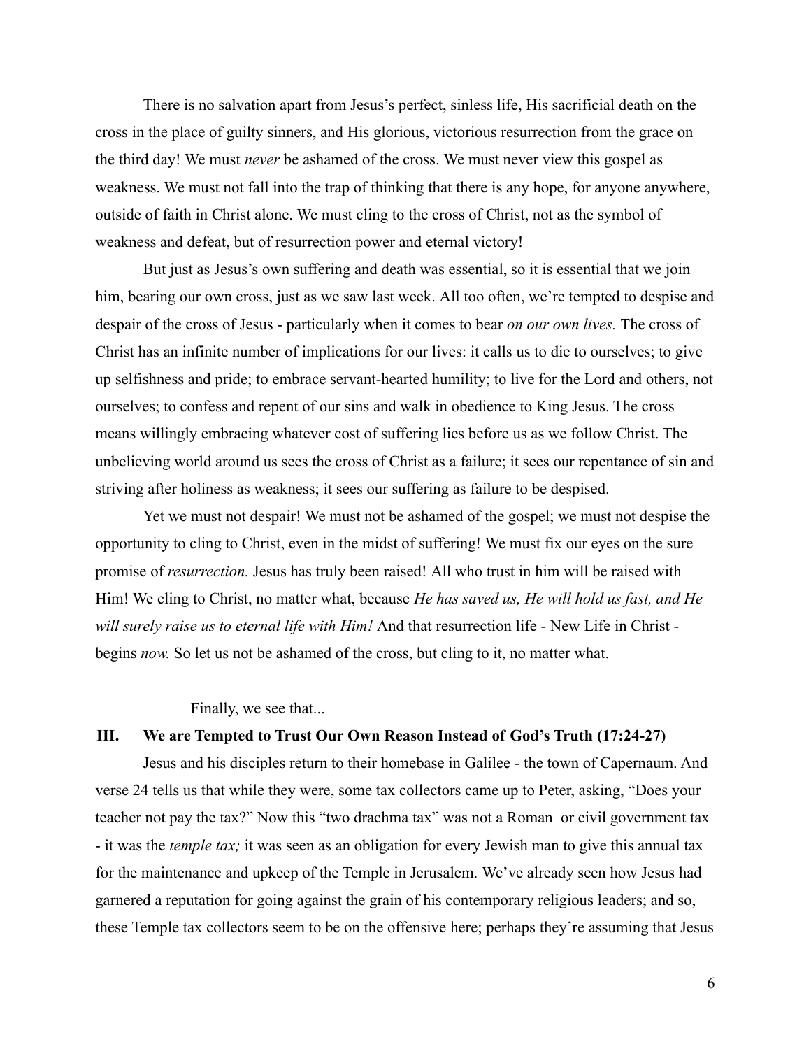There is no salvation apart from Jesus's perfect, sinless life, His sacrificial death on the cross in the place of guilty sinners, and His glorious, victorious resurrection from the grace on the third day! We must *never* be ashamed of the cross. We must never view this gospel as weakness. We must not fall into the trap of thinking that there is any hope, for anyone anywhere, outside of faith in Christ alone. We must cling to the cross of Christ, not as the symbol of weakness and defeat, but of resurrection power and eternal victory!

But just as Jesus's own suffering and death was essential, so it is essential that we join him, bearing our own cross, just as we saw last week. All too often, we're tempted to despise and despair of the cross of Jesus - particularly when it comes to bear *on our own lives.* The cross of Christ has an infinite number of implications for our lives: it calls us to die to ourselves; to give up selfishness and pride; to embrace servant-hearted humility; to live for the Lord and others, not ourselves; to confess and repent of our sins and walk in obedience to King Jesus. The cross means willingly embracing whatever cost of suffering lies before us as we follow Christ. The unbelieving world around us sees the cross of Christ as a failure; it sees our repentance of sin and striving after holiness as weakness; it sees our suffering as failure to be despised.

Yet we must not despair! We must not be ashamed of the gospel; we must not despise the opportunity to cling to Christ, even in the midst of suffering! We must fix our eyes on the sure promise of *resurrection.* Jesus has truly been raised! All who trust in him will be raised with Him! We cling to Christ, no matter what, because *He has saved us, He will hold us fast, and He will surely raise us to eternal life with Him!* And that resurrection life - New Life in Christ - begins *now.* So let us not be ashamed of the cross, but cling to it, no matter what.

Finally, we see that...

## III. We are Tempted to Trust Our Own Reason Instead of God's Truth (17:24-27)

Jesus and his disciples return to their homebase in Galilee - the town of Capernaum. And verse 24 tells us that while they were, some tax collectors came up to Peter, asking, "Does your teacher not pay the tax?" Now this "two drachma tax" was not a Roman or civil government tax - it was the *temple tax;* it was seen as an obligation for every Jewish man to give this annual tax for the maintenance and upkeep of the Temple in Jerusalem. We've already seen how Jesus had garnered a reputation for going against the grain of his contemporary religious leaders; and so, these Temple tax collectors seem to be on the offensive here; perhaps they're assuming that Jesus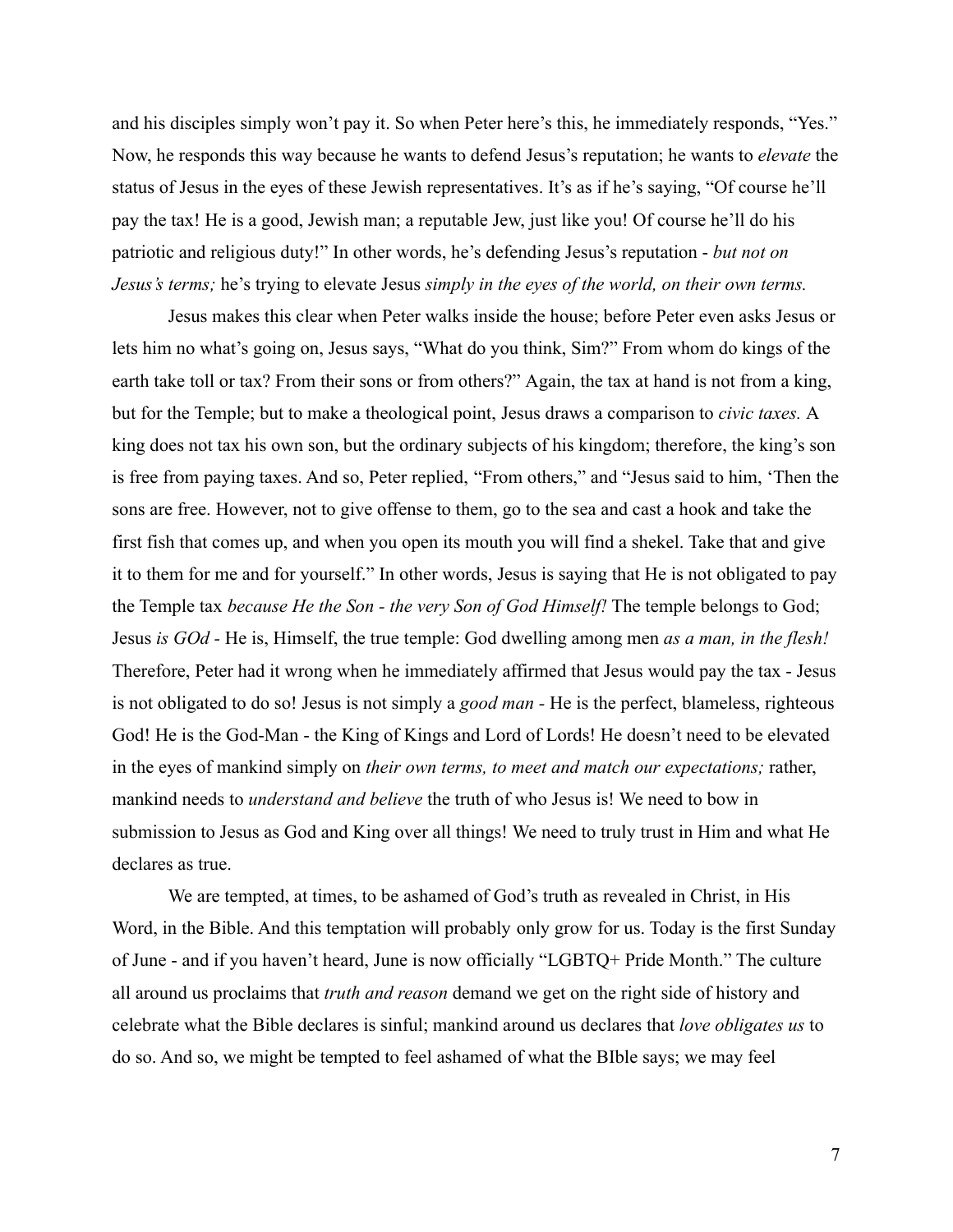and his disciples simply won't pay it. So when Peter here's this, he immediately responds, "Yes." Now, he responds this way because he wants to defend Jesus's reputation; he wants to *elevate* the status of Jesus in the eyes of these Jewish representatives. It's as if he's saying, "Of course he'll pay the tax! He is a good, Jewish man; a reputable Jew, just like you! Of course he'll do his patriotic and religious duty!" In other words, he's defending Jesus's reputation - *but not on Jesus's terms;* he's trying to elevate Jesus *simply in the eyes of the world, on their own terms.*

Jesus makes this clear when Peter walks inside the house; before Peter even asks Jesus or lets him no what's going on, Jesus says, "What do you think, Sim?" From whom do kings of the earth take toll or tax? From their sons or from others?" Again, the tax at hand is not from a king, but for the Temple; but to make a theological point, Jesus draws a comparison to *civic taxes.* A king does not tax his own son, but the ordinary subjects of his kingdom; therefore, the king's son is free from paying taxes. And so, Peter replied, "From others," and "Jesus said to him, 'Then the sons are free. However, not to give offense to them, go to the sea and cast a hook and take the first fish that comes up, and when you open its mouth you will find a shekel. Take that and give it to them for me and for yourself." In other words, Jesus is saying that He is not obligated to pay the Temple tax *because He the Son - the very Son of God Himself!* The temple belongs to God; Jesus *is GOd* - He is, Himself, the true temple: God dwelling among men *as a man, in the flesh!* Therefore, Peter had it wrong when he immediately affirmed that Jesus would pay the tax - Jesus is not obligated to do so! Jesus is not simply a *good man* - He is the perfect, blameless, righteous God! He is the God-Man - the King of Kings and Lord of Lords! He doesn't need to be elevated in the eyes of mankind simply on *their own terms, to meet and match our expectations;* rather, mankind needs to *understand and believe* the truth of who Jesus is! We need to bow in submission to Jesus as God and King over all things! We need to truly trust in Him and what He declares as true.

We are tempted, at times, to be ashamed of God's truth as revealed in Christ, in His Word, in the Bible. And this temptation will probably only grow for us. Today is the first Sunday of June - and if you haven't heard, June is now officially "LGBTQ+ Pride Month." The culture all around us proclaims that *truth and reason* demand we get on the right side of history and celebrate what the Bible declares is sinful; mankind around us declares that *love obligates us* to do so. And so, we might be tempted to feel ashamed of what the BIble says; we may feel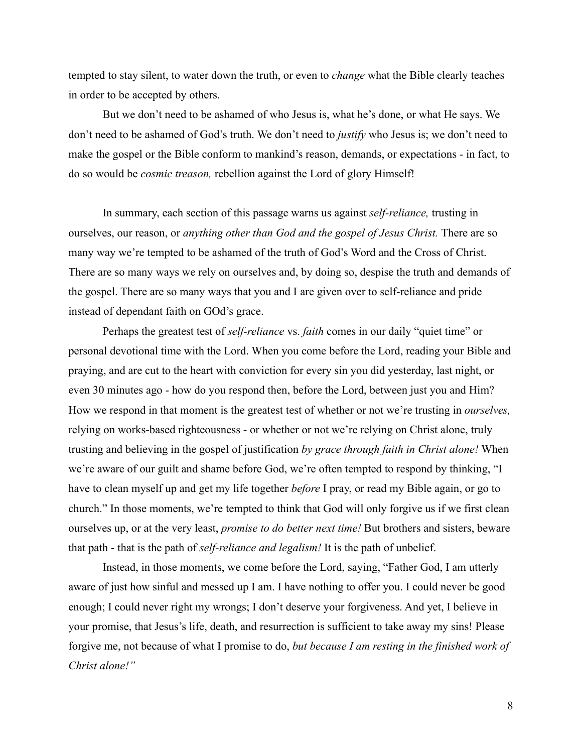tempted to stay silent, to water down the truth, or even to *change* what the Bible clearly teaches in order to be accepted by others.

But we don't need to be ashamed of who Jesus is, what he's done, or what He says. We don't need to be ashamed of God's truth. We don't need to *justify* who Jesus is; we don't need to make the gospel or the Bible conform to mankind's reason, demands, or expectations - in fact, to do so would be *cosmic treason,* rebellion against the Lord of glory Himself!

In summary, each section of this passage warns us against *self-reliance,* trusting in ourselves, our reason, or *anything other than God and the gospel of Jesus Christ.* There are so many way we're tempted to be ashamed of the truth of God's Word and the Cross of Christ. There are so many ways we rely on ourselves and, by doing so, despise the truth and demands of the gospel. There are so many ways that you and I are given over to self-reliance and pride instead of dependant faith on GOd's grace.

Perhaps the greatest test of *self-reliance* vs. *faith* comes in our daily "quiet time" or personal devotional time with the Lord. When you come before the Lord, reading your Bible and praying, and are cut to the heart with conviction for every sin you did yesterday, last night, or even 30 minutes ago - how do you respond then, before the Lord, between just you and Him? How we respond in that moment is the greatest test of whether or not we're trusting in *ourselves,* relying on works-based righteousness - or whether or not we're relying on Christ alone, truly trusting and believing in the gospel of justification *by grace through faith in Christ alone!* When we're aware of our guilt and shame before God, we're often tempted to respond by thinking, "I have to clean myself up and get my life together *before* I pray, or read my Bible again, or go to church." In those moments, we're tempted to think that God will only forgive us if we first clean ourselves up, or at the very least, *promise to do better next time!* But brothers and sisters, beware that path - that is the path of *self-reliance and legalism!* It is the path of unbelief.

Instead, in those moments, we come before the Lord, saying, "Father God, I am utterly aware of just how sinful and messed up I am. I have nothing to offer you. I could never be good enough; I could never right my wrongs; I don't deserve your forgiveness. And yet, I believe in your promise, that Jesus's life, death, and resurrection is sufficient to take away my sins! Please forgive me, not because of what I promise to do, *but because I am resting in the finished work of Christ alone!"*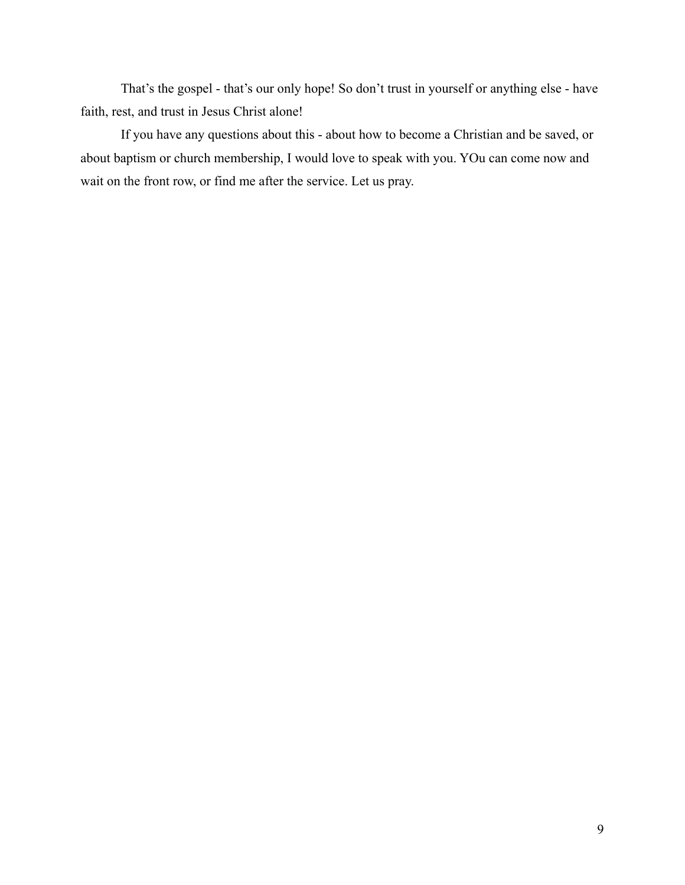That's the gospel - that's our only hope! So don't trust in yourself or anything else - have faith, rest, and trust in Jesus Christ alone!

If you have any questions about this - about how to become a Christian and be saved, or about baptism or church membership, I would love to speak with you. YOu can come now and wait on the front row, or find me after the service. Let us pray.